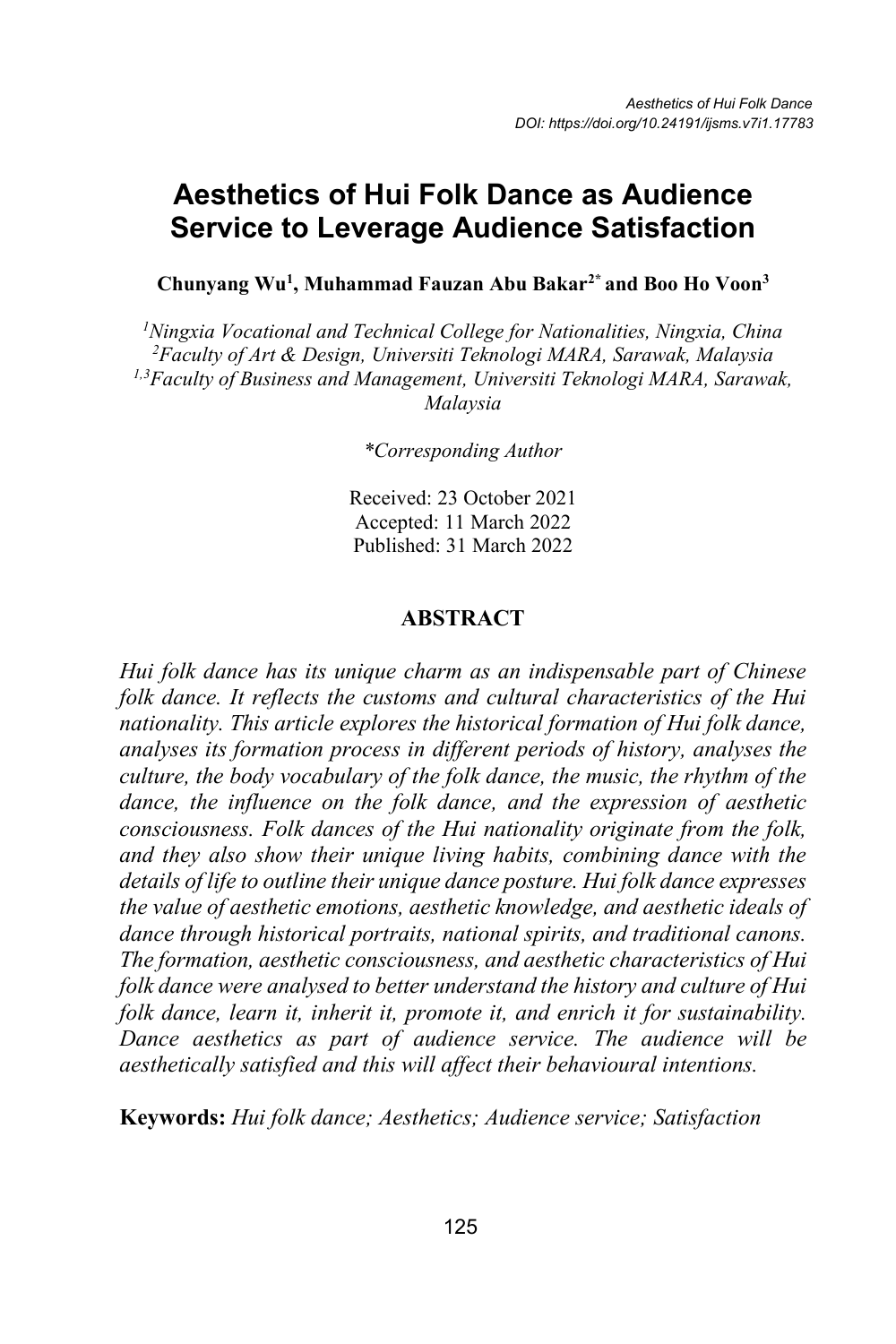# Aesthetics of Hui Folk Dance as Audience Service to Leverage Audience Satisfaction

**Chunyang Wu[1], Muhammad Fauzan Abu Bakar[2*] and Boo Ho Voon[3]**

*[1]Ningxia Vocational and Technical College for Nationalities, Ningxia, China*
*[2]Faculty of Art & Design, Universiti Teknologi MARA, Sarawak, Malaysia*
*[1,3]Faculty of Business and Management, Universiti Teknologi MARA, Sarawak, Malaysia*

*\*Corresponding Author*

Received: 23 October 2021
Accepted: 11 March 2022
Published: 31 March 2022

## ABSTRACT

*Hui folk dance has its unique charm as an indispensable part of Chinese folk dance. It reflects the customs and cultural characteristics of the Hui nationality. This article explores the historical formation of Hui folk dance, analyses its formation process in different periods of history, analyses the culture, the body vocabulary of the folk dance, the music, the rhythm of the dance, the influence on the folk dance, and the expression of aesthetic consciousness. Folk dances of the Hui nationality originate from the folk, and they also show their unique living habits, combining dance with the details of life to outline their unique dance posture. Hui folk dance expresses the value of aesthetic emotions, aesthetic knowledge, and aesthetic ideals of dance through historical portraits, national spirits, and traditional canons. The formation, aesthetic consciousness, and aesthetic characteristics of Hui folk dance were analysed to better understand the history and culture of Hui folk dance, learn it, inherit it, promote it, and enrich it for sustainability. Dance aesthetics as part of audience service. The audience will be aesthetically satisfied and this will affect their behavioural intentions.*

**Keywords:** *Hui folk dance; Aesthetics; Audience service; Satisfaction*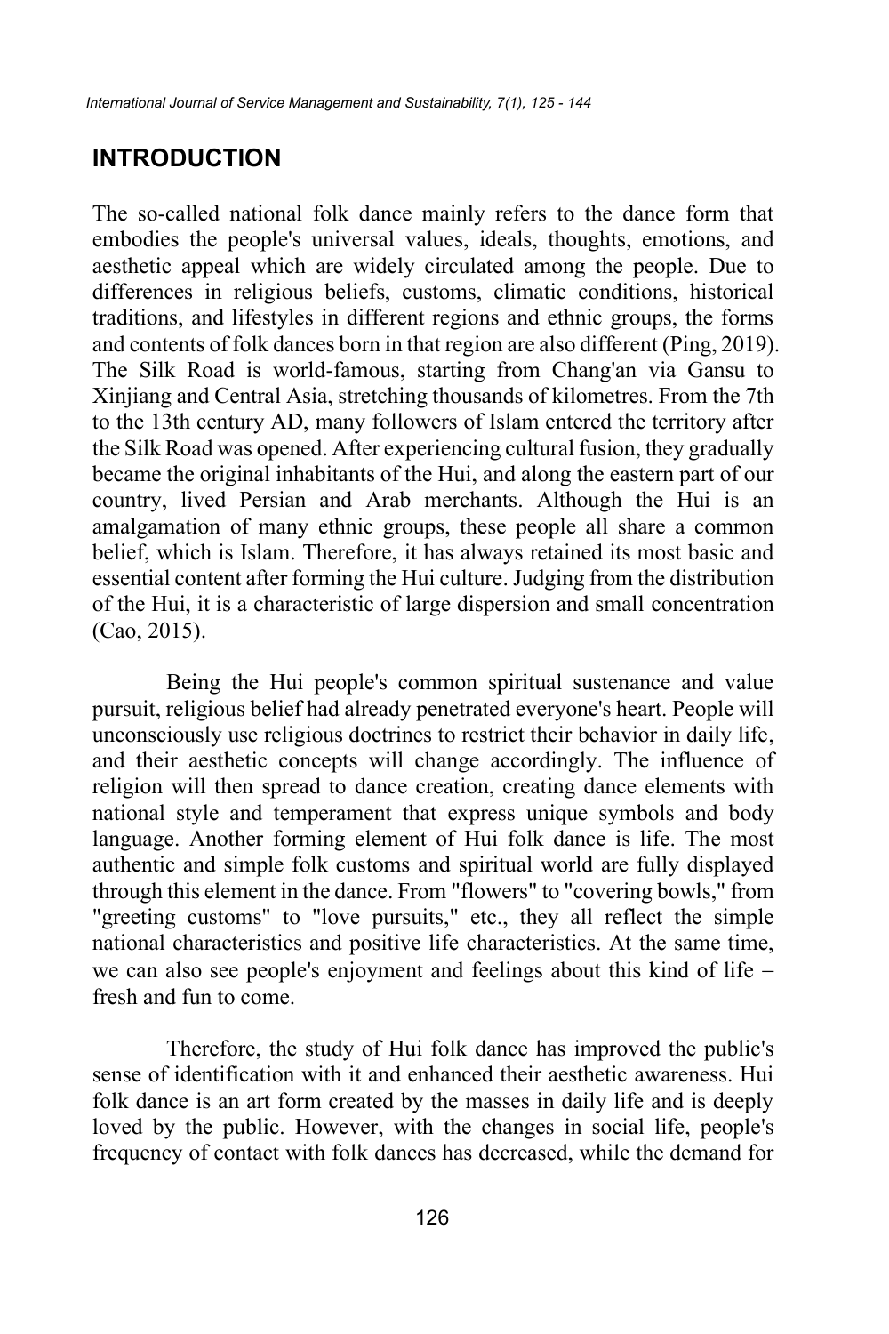## INTRODUCTION

The so-called national folk dance mainly refers to the dance form that embodies the people's universal values, ideals, thoughts, emotions, and aesthetic appeal which are widely circulated among the people. Due to differences in religious beliefs, customs, climatic conditions, historical traditions, and lifestyles in different regions and ethnic groups, the forms and contents of folk dances born in that region are also different (Ping, 2019). The Silk Road is world-famous, starting from Chang'an via Gansu to Xinjiang and Central Asia, stretching thousands of kilometres. From the 7th to the 13th century AD, many followers of Islam entered the territory after the Silk Road was opened. After experiencing cultural fusion, they gradually became the original inhabitants of the Hui, and along the eastern part of our country, lived Persian and Arab merchants. Although the Hui is an amalgamation of many ethnic groups, these people all share a common belief, which is Islam. Therefore, it has always retained its most basic and essential content after forming the Hui culture. Judging from the distribution of the Hui, it is a characteristic of large dispersion and small concentration (Cao, 2015).

Being the Hui people's common spiritual sustenance and value pursuit, religious belief had already penetrated everyone's heart. People will unconsciously use religious doctrines to restrict their behavior in daily life, and their aesthetic concepts will change accordingly. The influence of religion will then spread to dance creation, creating dance elements with national style and temperament that express unique symbols and body language. Another forming element of Hui folk dance is life. The most authentic and simple folk customs and spiritual world are fully displayed through this element in the dance. From "flowers" to "covering bowls," from "greeting customs" to "love pursuits," etc., they all reflect the simple national characteristics and positive life characteristics. At the same time, we can also see people's enjoyment and feelings about this kind of life – fresh and fun to come.

Therefore, the study of Hui folk dance has improved the public's sense of identification with it and enhanced their aesthetic awareness. Hui folk dance is an art form created by the masses in daily life and is deeply loved by the public. However, with the changes in social life, people's frequency of contact with folk dances has decreased, while the demand for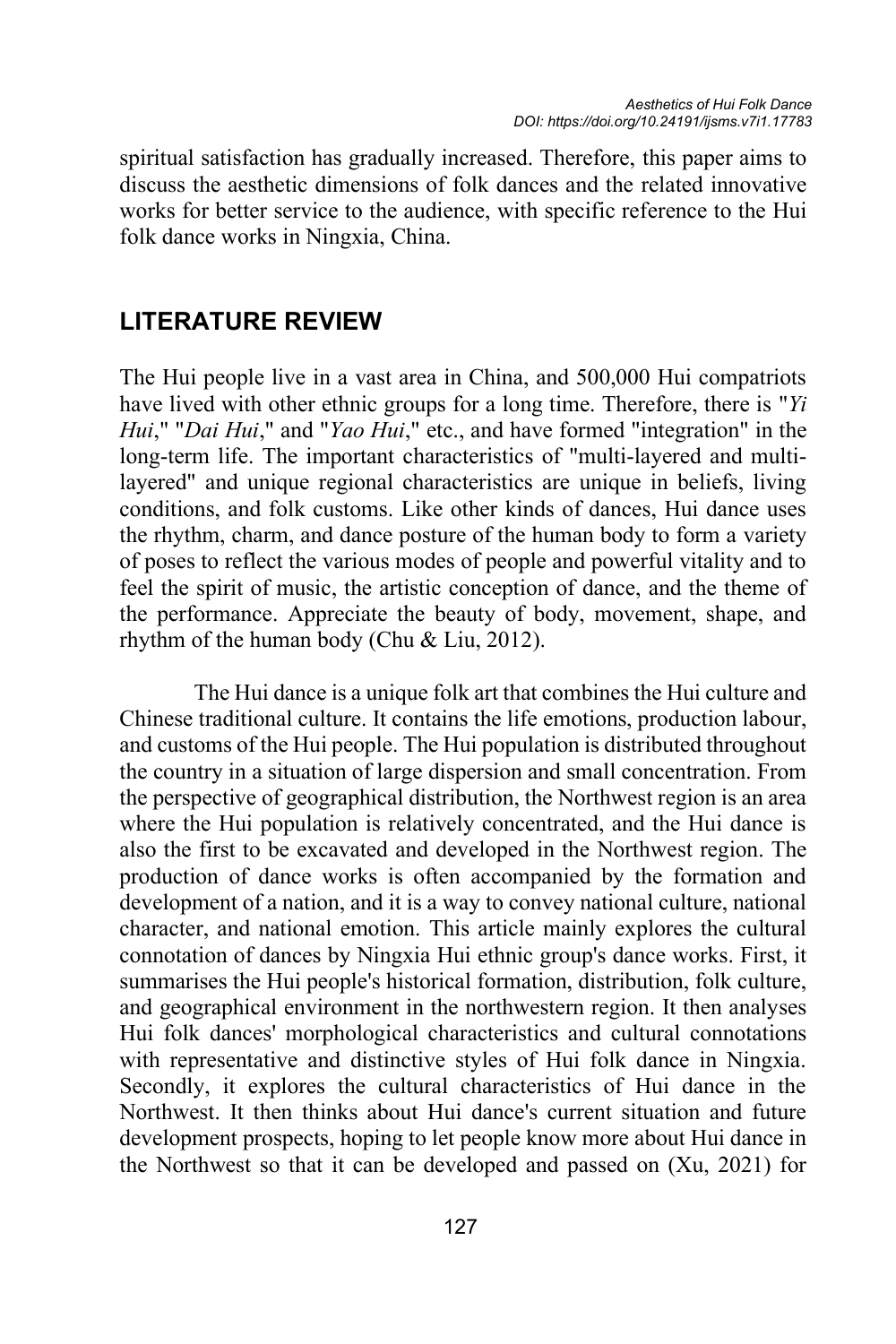spiritual satisfaction has gradually increased. Therefore, this paper aims to discuss the aesthetic dimensions of folk dances and the related innovative works for better service to the audience, with specific reference to the Hui folk dance works in Ningxia, China.

## LITERATURE REVIEW

The Hui people live in a vast area in China, and 500,000 Hui compatriots have lived with other ethnic groups for a long time. Therefore, there is "*Yi Hui*," "*Dai Hui*," and "*Yao Hui*," etc., and have formed "integration" in the long-term life. The important characteristics of "multi-layered and multi-layered" and unique regional characteristics are unique in beliefs, living conditions, and folk customs. Like other kinds of dances, Hui dance uses the rhythm, charm, and dance posture of the human body to form a variety of poses to reflect the various modes of people and powerful vitality and to feel the spirit of music, the artistic conception of dance, and the theme of the performance. Appreciate the beauty of body, movement, shape, and rhythm of the human body (Chu & Liu, 2012).

The Hui dance is a unique folk art that combines the Hui culture and Chinese traditional culture. It contains the life emotions, production labour, and customs of the Hui people. The Hui population is distributed throughout the country in a situation of large dispersion and small concentration. From the perspective of geographical distribution, the Northwest region is an area where the Hui population is relatively concentrated, and the Hui dance is also the first to be excavated and developed in the Northwest region. The production of dance works is often accompanied by the formation and development of a nation, and it is a way to convey national culture, national character, and national emotion. This article mainly explores the cultural connotation of dances by Ningxia Hui ethnic group's dance works. First, it summarises the Hui people's historical formation, distribution, folk culture, and geographical environment in the northwestern region. It then analyses Hui folk dances' morphological characteristics and cultural connotations with representative and distinctive styles of Hui folk dance in Ningxia. Secondly, it explores the cultural characteristics of Hui dance in the Northwest. It then thinks about Hui dance's current situation and future development prospects, hoping to let people know more about Hui dance in the Northwest so that it can be developed and passed on (Xu, 2021) for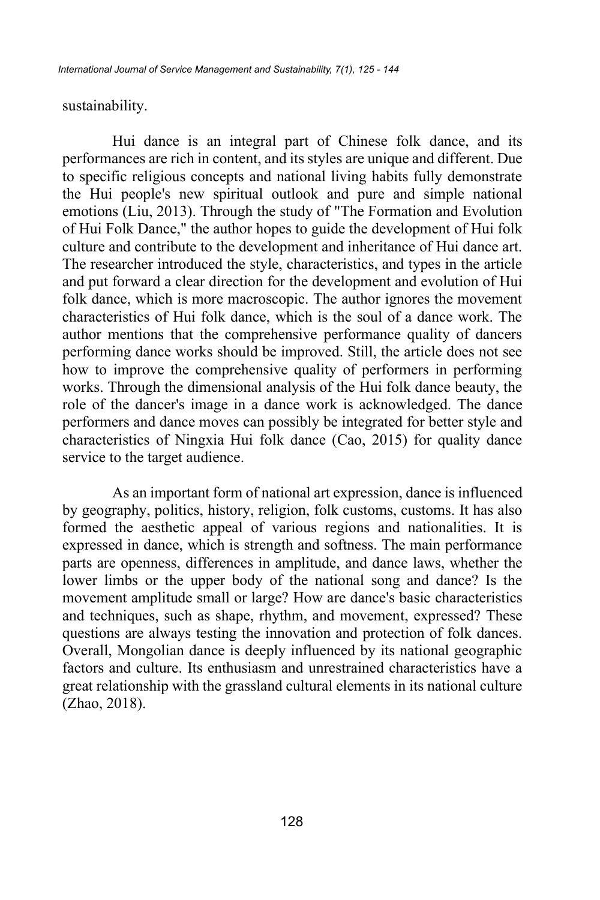sustainability.

Hui dance is an integral part of Chinese folk dance, and its performances are rich in content, and its styles are unique and different. Due to specific religious concepts and national living habits fully demonstrate the Hui people's new spiritual outlook and pure and simple national emotions (Liu, 2013). Through the study of "The Formation and Evolution of Hui Folk Dance," the author hopes to guide the development of Hui folk culture and contribute to the development and inheritance of Hui dance art. The researcher introduced the style, characteristics, and types in the article and put forward a clear direction for the development and evolution of Hui folk dance, which is more macroscopic. The author ignores the movement characteristics of Hui folk dance, which is the soul of a dance work. The author mentions that the comprehensive performance quality of dancers performing dance works should be improved. Still, the article does not see how to improve the comprehensive quality of performers in performing works. Through the dimensional analysis of the Hui folk dance beauty, the role of the dancer's image in a dance work is acknowledged. The dance performers and dance moves can possibly be integrated for better style and characteristics of Ningxia Hui folk dance (Cao, 2015) for quality dance service to the target audience.

As an important form of national art expression, dance is influenced by geography, politics, history, religion, folk customs, customs. It has also formed the aesthetic appeal of various regions and nationalities. It is expressed in dance, which is strength and softness. The main performance parts are openness, differences in amplitude, and dance laws, whether the lower limbs or the upper body of the national song and dance? Is the movement amplitude small or large? How are dance's basic characteristics and techniques, such as shape, rhythm, and movement, expressed? These questions are always testing the innovation and protection of folk dances. Overall, Mongolian dance is deeply influenced by its national geographic factors and culture. Its enthusiasm and unrestrained characteristics have a great relationship with the grassland cultural elements in its national culture (Zhao, 2018).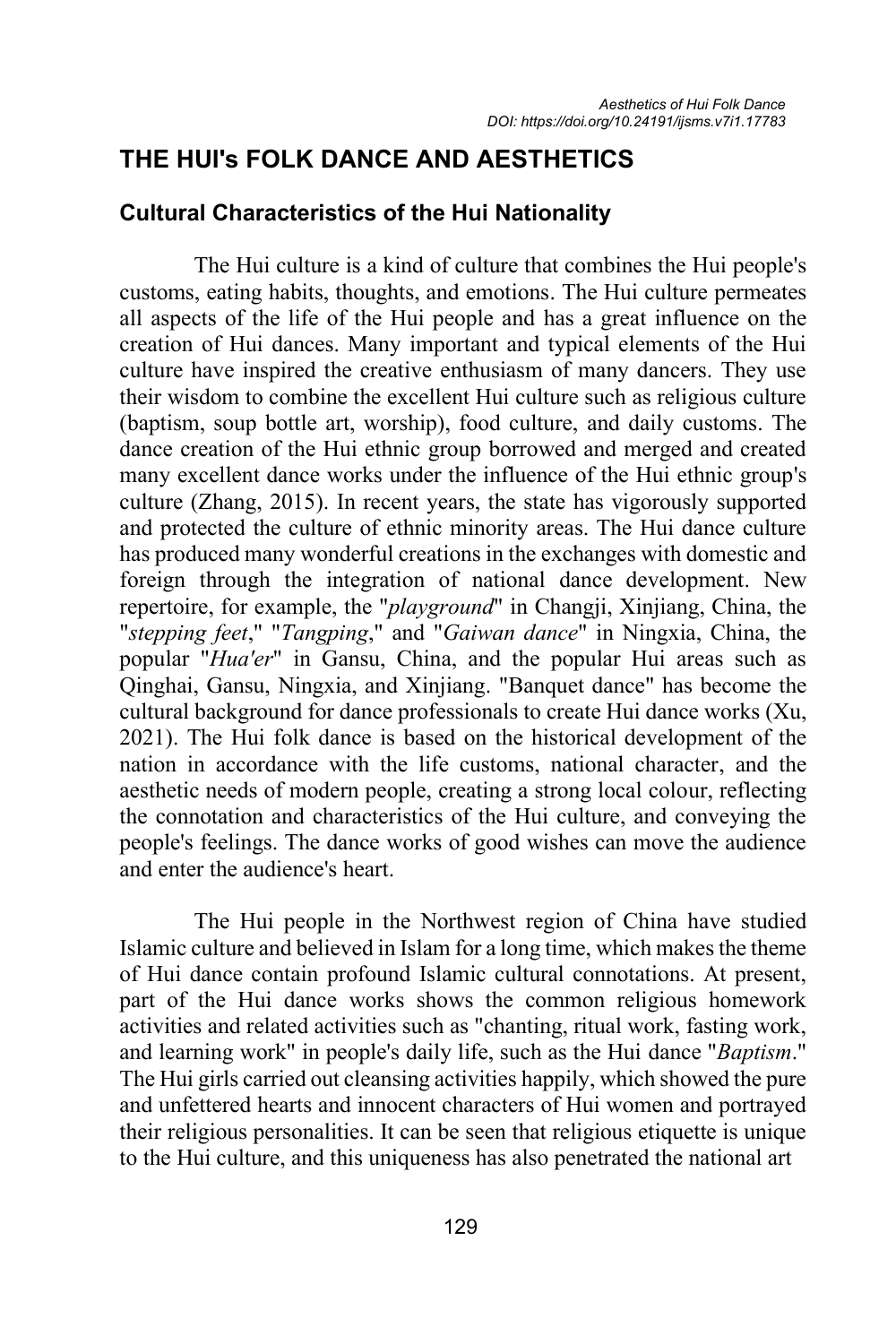## THE HUI's FOLK DANCE AND AESTHETICS

### Cultural Characteristics of the Hui Nationality

The Hui culture is a kind of culture that combines the Hui people's customs, eating habits, thoughts, and emotions. The Hui culture permeates all aspects of the life of the Hui people and has a great influence on the creation of Hui dances. Many important and typical elements of the Hui culture have inspired the creative enthusiasm of many dancers. They use their wisdom to combine the excellent Hui culture such as religious culture (baptism, soup bottle art, worship), food culture, and daily customs. The dance creation of the Hui ethnic group borrowed and merged and created many excellent dance works under the influence of the Hui ethnic group's culture (Zhang, 2015). In recent years, the state has vigorously supported and protected the culture of ethnic minority areas. The Hui dance culture has produced many wonderful creations in the exchanges with domestic and foreign through the integration of national dance development. New repertoire, for example, the "*playground*" in Changji, Xinjiang, China, the "*stepping feet*," "*Tangping*," and "*Gaiwan dance*" in Ningxia, China, the popular "*Hua'er*" in Gansu, China, and the popular Hui areas such as Qinghai, Gansu, Ningxia, and Xinjiang. "Banquet dance" has become the cultural background for dance professionals to create Hui dance works (Xu, 2021). The Hui folk dance is based on the historical development of the nation in accordance with the life customs, national character, and the aesthetic needs of modern people, creating a strong local colour, reflecting the connotation and characteristics of the Hui culture, and conveying the people's feelings. The dance works of good wishes can move the audience and enter the audience's heart.

The Hui people in the Northwest region of China have studied Islamic culture and believed in Islam for a long time, which makes the theme of Hui dance contain profound Islamic cultural connotations. At present, part of the Hui dance works shows the common religious homework activities and related activities such as "chanting, ritual work, fasting work, and learning work" in people's daily life, such as the Hui dance "*Baptism*." The Hui girls carried out cleansing activities happily, which showed the pure and unfettered hearts and innocent characters of Hui women and portrayed their religious personalities. It can be seen that religious etiquette is unique to the Hui culture, and this uniqueness has also penetrated the national art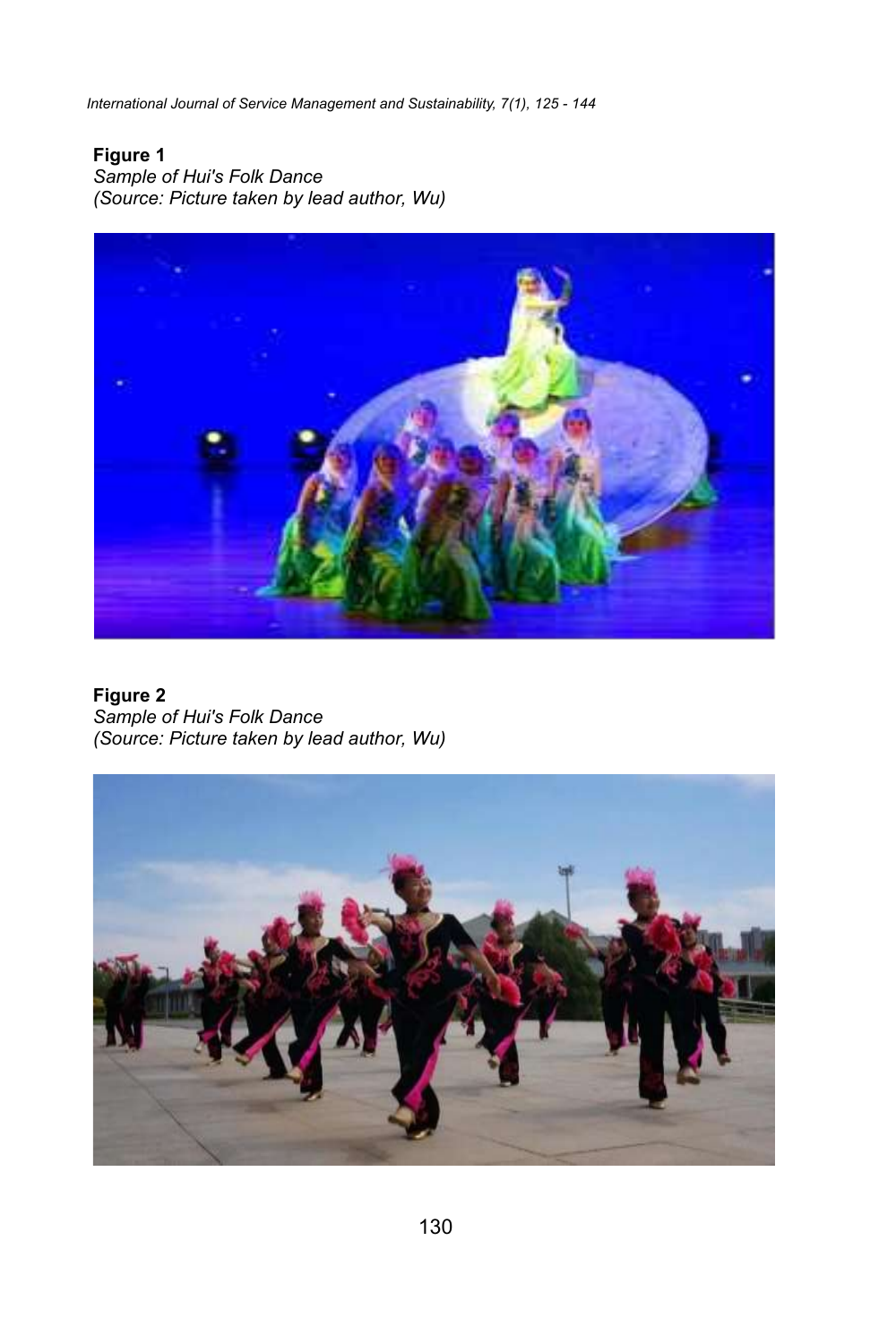**Figure 1**
*Sample of Hui's Folk Dance*
*(Source: Picture taken by lead author, Wu)*

**Figure 2**
*Sample of Hui's Folk Dance*
*(Source: Picture taken by lead author, Wu)*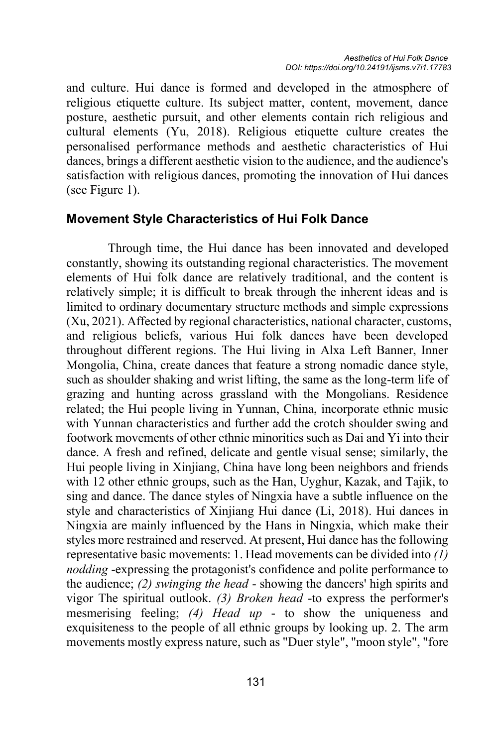and culture. Hui dance is formed and developed in the atmosphere of religious etiquette culture. Its subject matter, content, movement, dance posture, aesthetic pursuit, and other elements contain rich religious and cultural elements (Yu, 2018). Religious etiquette culture creates the personalised performance methods and aesthetic characteristics of Hui dances, brings a different aesthetic vision to the audience, and the audience's satisfaction with religious dances, promoting the innovation of Hui dances (see Figure 1).

## Movement Style Characteristics of Hui Folk Dance

Through time, the Hui dance has been innovated and developed constantly, showing its outstanding regional characteristics. The movement elements of Hui folk dance are relatively traditional, and the content is relatively simple; it is difficult to break through the inherent ideas and is limited to ordinary documentary structure methods and simple expressions (Xu, 2021). Affected by regional characteristics, national character, customs, and religious beliefs, various Hui folk dances have been developed throughout different regions. The Hui living in Alxa Left Banner, Inner Mongolia, China, create dances that feature a strong nomadic dance style, such as shoulder shaking and wrist lifting, the same as the long-term life of grazing and hunting across grassland with the Mongolians. Residence related; the Hui people living in Yunnan, China, incorporate ethnic music with Yunnan characteristics and further add the crotch shoulder swing and footwork movements of other ethnic minorities such as Dai and Yi into their dance. A fresh and refined, delicate and gentle visual sense; similarly, the Hui people living in Xinjiang, China have long been neighbors and friends with 12 other ethnic groups, such as the Han, Uyghur, Kazak, and Tajik, to sing and dance. The dance styles of Ningxia have a subtle influence on the style and characteristics of Xinjiang Hui dance (Li, 2018). Hui dances in Ningxia are mainly influenced by the Hans in Ningxia, which make their styles more restrained and reserved. At present, Hui dance has the following representative basic movements: 1. Head movements can be divided into *(1) nodding* -expressing the protagonist's confidence and polite performance to the audience; *(2) swinging the head* - showing the dancers' high spirits and vigor The spiritual outlook. *(3) Broken head* -to express the performer's mesmerising feeling; *(4) Head up* - to show the uniqueness and exquisiteness to the people of all ethnic groups by looking up. 2. The arm movements mostly express nature, such as "Duer style", "moon style", "fore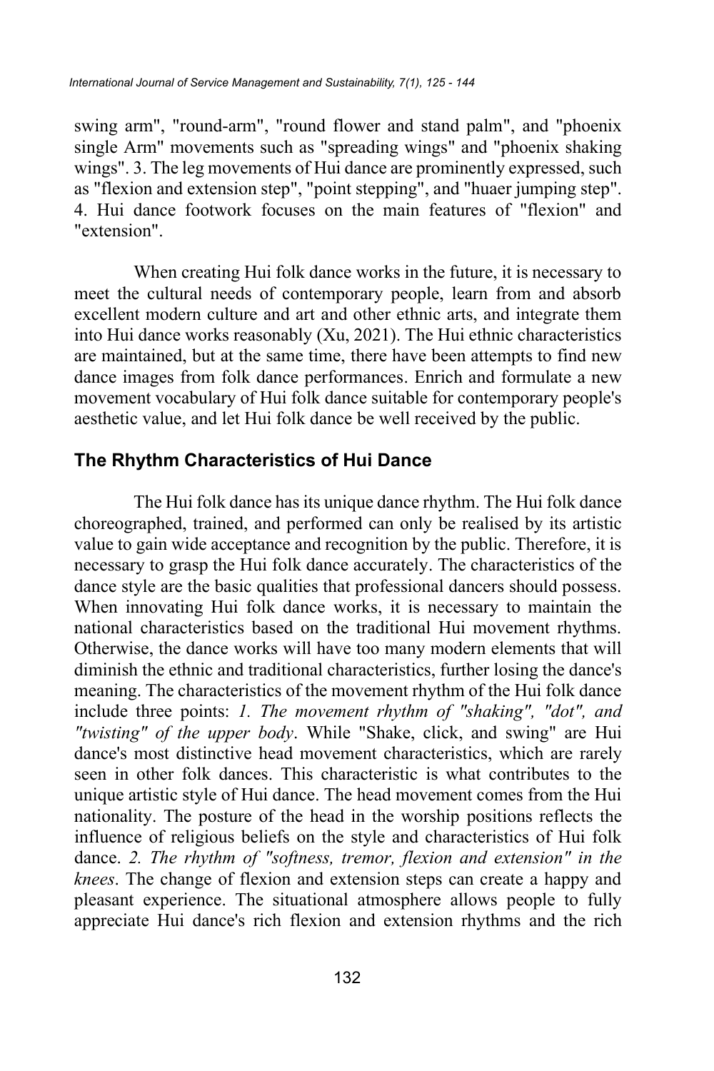swing arm", "round-arm", "round flower and stand palm", and "phoenix single Arm" movements such as "spreading wings" and "phoenix shaking wings". 3. The leg movements of Hui dance are prominently expressed, such as "flexion and extension step", "point stepping", and "huaer jumping step". 4. Hui dance footwork focuses on the main features of "flexion" and "extension".

When creating Hui folk dance works in the future, it is necessary to meet the cultural needs of contemporary people, learn from and absorb excellent modern culture and art and other ethnic arts, and integrate them into Hui dance works reasonably (Xu, 2021). The Hui ethnic characteristics are maintained, but at the same time, there have been attempts to find new dance images from folk dance performances. Enrich and formulate a new movement vocabulary of Hui folk dance suitable for contemporary people's aesthetic value, and let Hui folk dance be well received by the public.

## The Rhythm Characteristics of Hui Dance

The Hui folk dance has its unique dance rhythm. The Hui folk dance choreographed, trained, and performed can only be realised by its artistic value to gain wide acceptance and recognition by the public. Therefore, it is necessary to grasp the Hui folk dance accurately. The characteristics of the dance style are the basic qualities that professional dancers should possess. When innovating Hui folk dance works, it is necessary to maintain the national characteristics based on the traditional Hui movement rhythms. Otherwise, the dance works will have too many modern elements that will diminish the ethnic and traditional characteristics, further losing the dance's meaning. The characteristics of the movement rhythm of the Hui folk dance include three points: *1. The movement rhythm of "shaking", "dot", and "twisting" of the upper body*. While "Shake, click, and swing" are Hui dance's most distinctive head movement characteristics, which are rarely seen in other folk dances. This characteristic is what contributes to the unique artistic style of Hui dance. The head movement comes from the Hui nationality. The posture of the head in the worship positions reflects the influence of religious beliefs on the style and characteristics of Hui folk dance. *2. The rhythm of "softness, tremor, flexion and extension" in the knees*. The change of flexion and extension steps can create a happy and pleasant experience. The situational atmosphere allows people to fully appreciate Hui dance's rich flexion and extension rhythms and the rich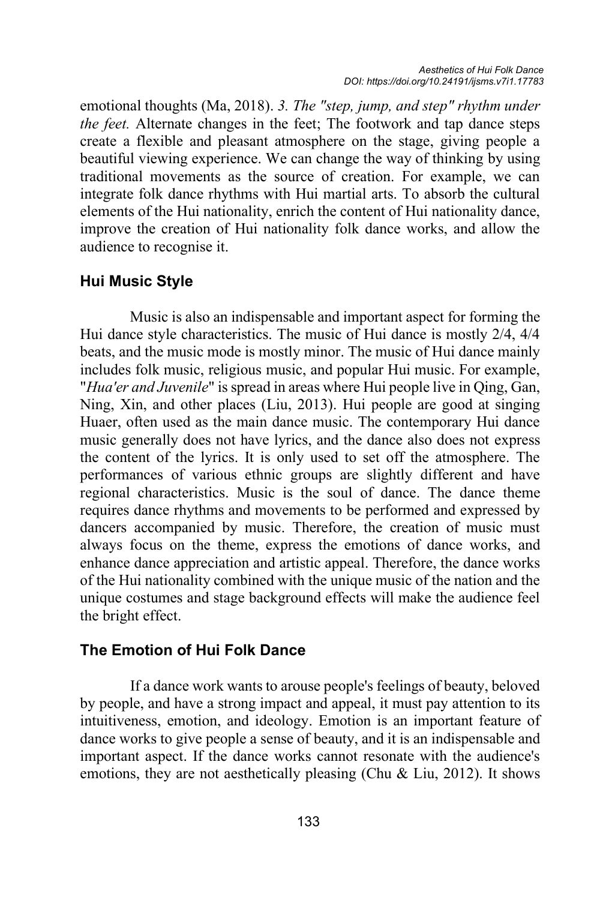emotional thoughts (Ma, 2018). *3. The "step, jump, and step" rhythm under the feet.* Alternate changes in the feet; The footwork and tap dance steps create a flexible and pleasant atmosphere on the stage, giving people a beautiful viewing experience. We can change the way of thinking by using traditional movements as the source of creation. For example, we can integrate folk dance rhythms with Hui martial arts. To absorb the cultural elements of the Hui nationality, enrich the content of Hui nationality dance, improve the creation of Hui nationality folk dance works, and allow the audience to recognise it.

## Hui Music Style

Music is also an indispensable and important aspect for forming the Hui dance style characteristics. The music of Hui dance is mostly 2/4, 4/4 beats, and the music mode is mostly minor. The music of Hui dance mainly includes folk music, religious music, and popular Hui music. For example, "*Hua'er and Juvenile*" is spread in areas where Hui people live in Qing, Gan, Ning, Xin, and other places (Liu, 2013). Hui people are good at singing Huaer, often used as the main dance music. The contemporary Hui dance music generally does not have lyrics, and the dance also does not express the content of the lyrics. It is only used to set off the atmosphere. The performances of various ethnic groups are slightly different and have regional characteristics. Music is the soul of dance. The dance theme requires dance rhythms and movements to be performed and expressed by dancers accompanied by music. Therefore, the creation of music must always focus on the theme, express the emotions of dance works, and enhance dance appreciation and artistic appeal. Therefore, the dance works of the Hui nationality combined with the unique music of the nation and the unique costumes and stage background effects will make the audience feel the bright effect.

## The Emotion of Hui Folk Dance

If a dance work wants to arouse people's feelings of beauty, beloved by people, and have a strong impact and appeal, it must pay attention to its intuitiveness, emotion, and ideology. Emotion is an important feature of dance works to give people a sense of beauty, and it is an indispensable and important aspect. If the dance works cannot resonate with the audience's emotions, they are not aesthetically pleasing (Chu & Liu, 2012). It shows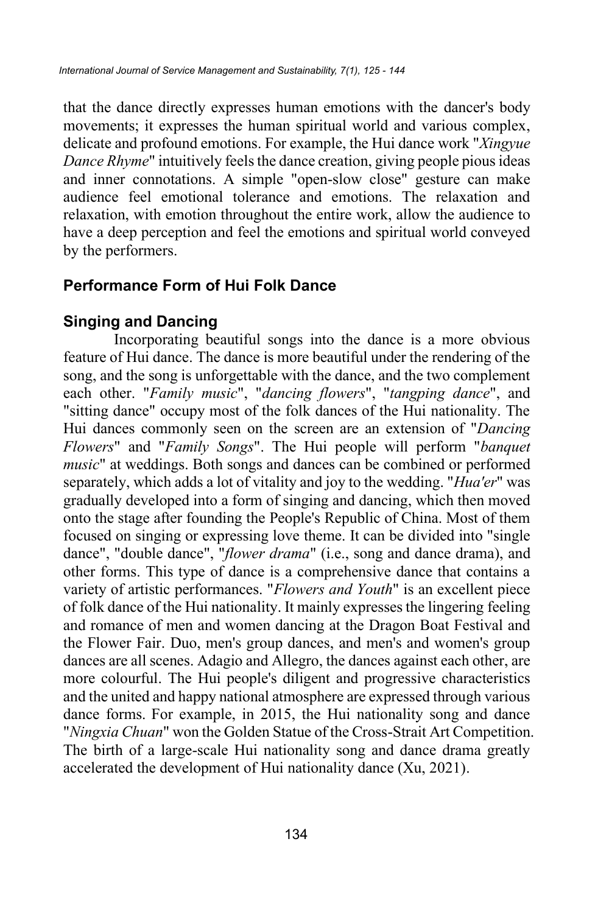that the dance directly expresses human emotions with the dancer's body movements; it expresses the human spiritual world and various complex, delicate and profound emotions. For example, the Hui dance work "*Xingyue Dance Rhyme*" intuitively feels the dance creation, giving people pious ideas and inner connotations. A simple "open-slow close" gesture can make audience feel emotional tolerance and emotions. The relaxation and relaxation, with emotion throughout the entire work, allow the audience to have a deep perception and feel the emotions and spiritual world conveyed by the performers.

## Performance Form of Hui Folk Dance

### Singing and Dancing

Incorporating beautiful songs into the dance is a more obvious feature of Hui dance. The dance is more beautiful under the rendering of the song, and the song is unforgettable with the dance, and the two complement each other. "*Family music*", "*dancing flowers*", "*tangping dance*", and "sitting dance" occupy most of the folk dances of the Hui nationality. The Hui dances commonly seen on the screen are an extension of "*Dancing Flowers*" and "*Family Songs*". The Hui people will perform "*banquet music*" at weddings. Both songs and dances can be combined or performed separately, which adds a lot of vitality and joy to the wedding. "*Hua'er*" was gradually developed into a form of singing and dancing, which then moved onto the stage after founding the People's Republic of China. Most of them focused on singing or expressing love theme. It can be divided into "single dance", "double dance", "*flower drama*" (i.e., song and dance drama), and other forms. This type of dance is a comprehensive dance that contains a variety of artistic performances. "*Flowers and Youth*" is an excellent piece of folk dance of the Hui nationality. It mainly expresses the lingering feeling and romance of men and women dancing at the Dragon Boat Festival and the Flower Fair. Duo, men's group dances, and men's and women's group dances are all scenes. Adagio and Allegro, the dances against each other, are more colourful. The Hui people's diligent and progressive characteristics and the united and happy national atmosphere are expressed through various dance forms. For example, in 2015, the Hui nationality song and dance "*Ningxia Chuan*" won the Golden Statue of the Cross-Strait Art Competition. The birth of a large-scale Hui nationality song and dance drama greatly accelerated the development of Hui nationality dance (Xu, 2021).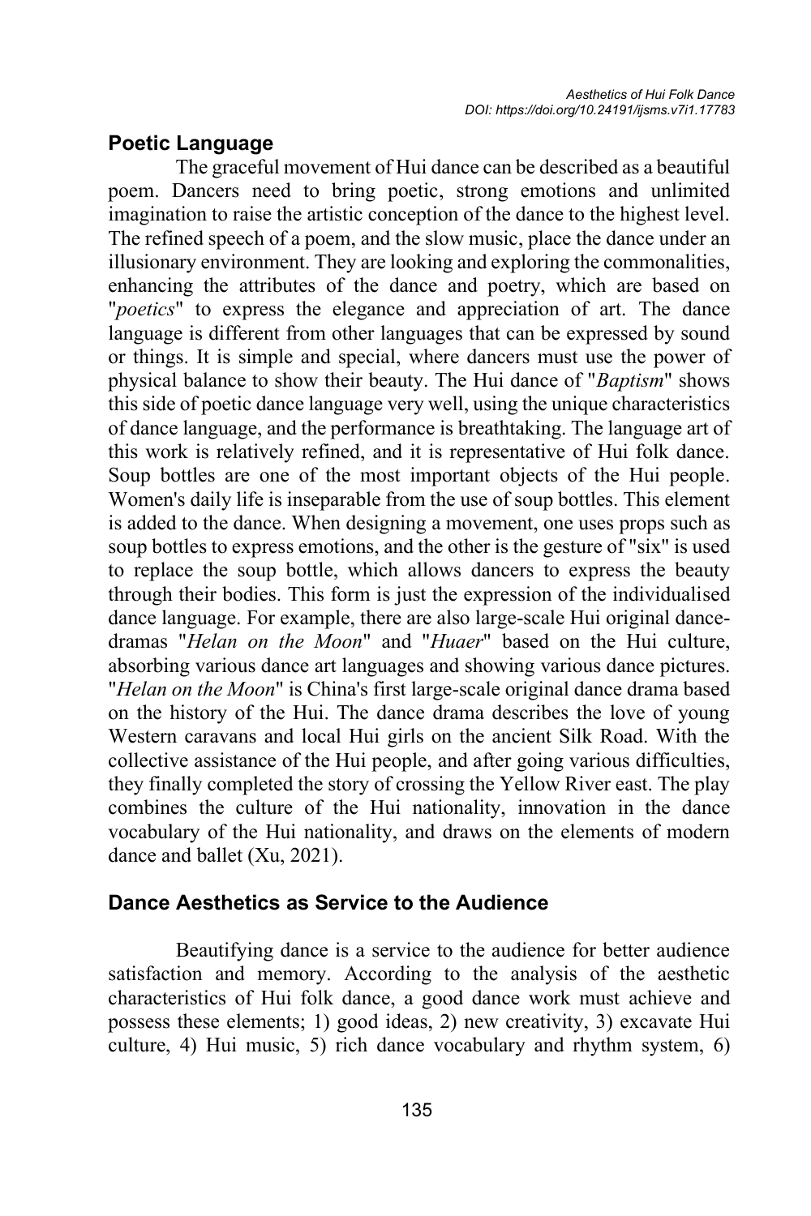## Poetic Language

The graceful movement of Hui dance can be described as a beautiful poem. Dancers need to bring poetic, strong emotions and unlimited imagination to raise the artistic conception of the dance to the highest level. The refined speech of a poem, and the slow music, place the dance under an illusionary environment. They are looking and exploring the commonalities, enhancing the attributes of the dance and poetry, which are based on "*poetics*" to express the elegance and appreciation of art. The dance language is different from other languages that can be expressed by sound or things. It is simple and special, where dancers must use the power of physical balance to show their beauty. The Hui dance of "*Baptism*" shows this side of poetic dance language very well, using the unique characteristics of dance language, and the performance is breathtaking. The language art of this work is relatively refined, and it is representative of Hui folk dance. Soup bottles are one of the most important objects of the Hui people. Women's daily life is inseparable from the use of soup bottles. This element is added to the dance. When designing a movement, one uses props such as soup bottles to express emotions, and the other is the gesture of "six" is used to replace the soup bottle, which allows dancers to express the beauty through their bodies. This form is just the expression of the individualised dance language. For example, there are also large-scale Hui original dance-dramas "*Helan on the Moon*" and "*Huaer*" based on the Hui culture, absorbing various dance art languages and showing various dance pictures. "*Helan on the Moon*" is China's first large-scale original dance drama based on the history of the Hui. The dance drama describes the love of young Western caravans and local Hui girls on the ancient Silk Road. With the collective assistance of the Hui people, and after going various difficulties, they finally completed the story of crossing the Yellow River east. The play combines the culture of the Hui nationality, innovation in the dance vocabulary of the Hui nationality, and draws on the elements of modern dance and ballet (Xu, 2021).

## Dance Aesthetics as Service to the Audience

Beautifying dance is a service to the audience for better audience satisfaction and memory. According to the analysis of the aesthetic characteristics of Hui folk dance, a good dance work must achieve and possess these elements; 1) good ideas, 2) new creativity, 3) excavate Hui culture, 4) Hui music, 5) rich dance vocabulary and rhythm system, 6)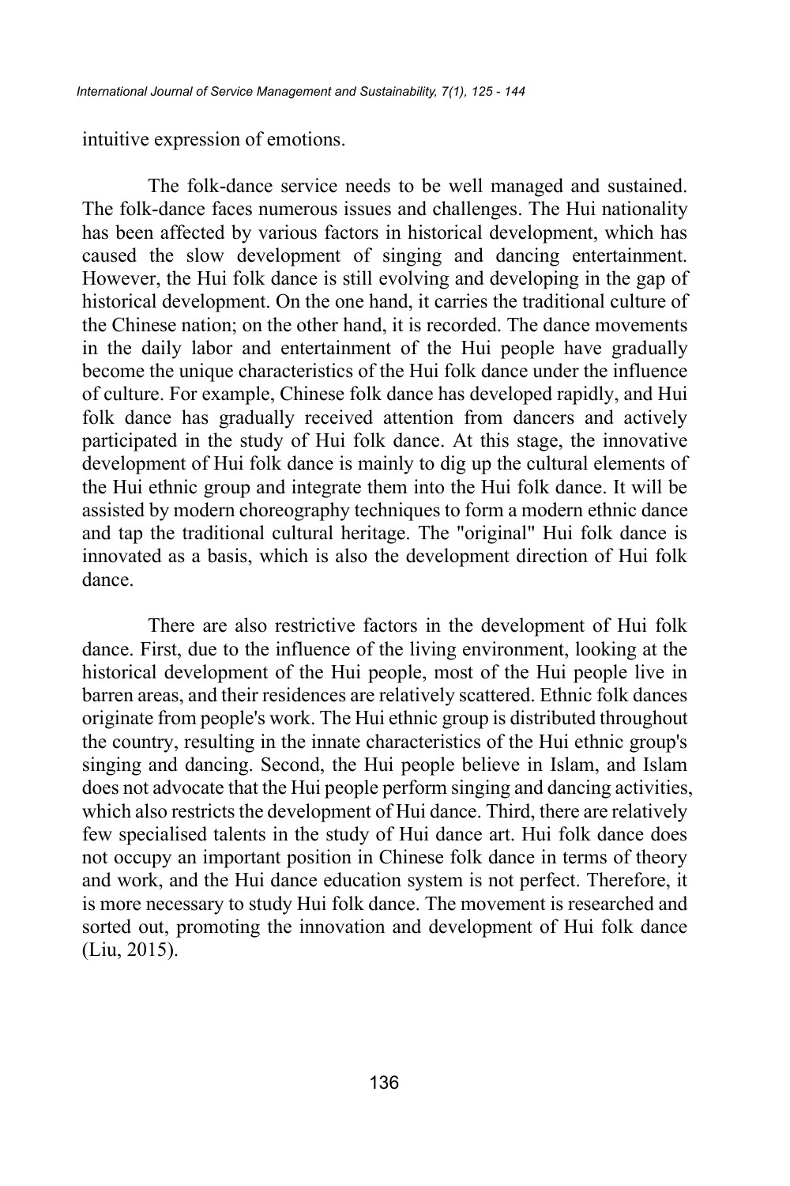intuitive expression of emotions.

The folk-dance service needs to be well managed and sustained. The folk-dance faces numerous issues and challenges. The Hui nationality has been affected by various factors in historical development, which has caused the slow development of singing and dancing entertainment. However, the Hui folk dance is still evolving and developing in the gap of historical development. On the one hand, it carries the traditional culture of the Chinese nation; on the other hand, it is recorded. The dance movements in the daily labor and entertainment of the Hui people have gradually become the unique characteristics of the Hui folk dance under the influence of culture. For example, Chinese folk dance has developed rapidly, and Hui folk dance has gradually received attention from dancers and actively participated in the study of Hui folk dance. At this stage, the innovative development of Hui folk dance is mainly to dig up the cultural elements of the Hui ethnic group and integrate them into the Hui folk dance. It will be assisted by modern choreography techniques to form a modern ethnic dance and tap the traditional cultural heritage. The "original" Hui folk dance is innovated as a basis, which is also the development direction of Hui folk dance.

There are also restrictive factors in the development of Hui folk dance. First, due to the influence of the living environment, looking at the historical development of the Hui people, most of the Hui people live in barren areas, and their residences are relatively scattered. Ethnic folk dances originate from people's work. The Hui ethnic group is distributed throughout the country, resulting in the innate characteristics of the Hui ethnic group's singing and dancing. Second, the Hui people believe in Islam, and Islam does not advocate that the Hui people perform singing and dancing activities, which also restricts the development of Hui dance. Third, there are relatively few specialised talents in the study of Hui dance art. Hui folk dance does not occupy an important position in Chinese folk dance in terms of theory and work, and the Hui dance education system is not perfect. Therefore, it is more necessary to study Hui folk dance. The movement is researched and sorted out, promoting the innovation and development of Hui folk dance (Liu, 2015).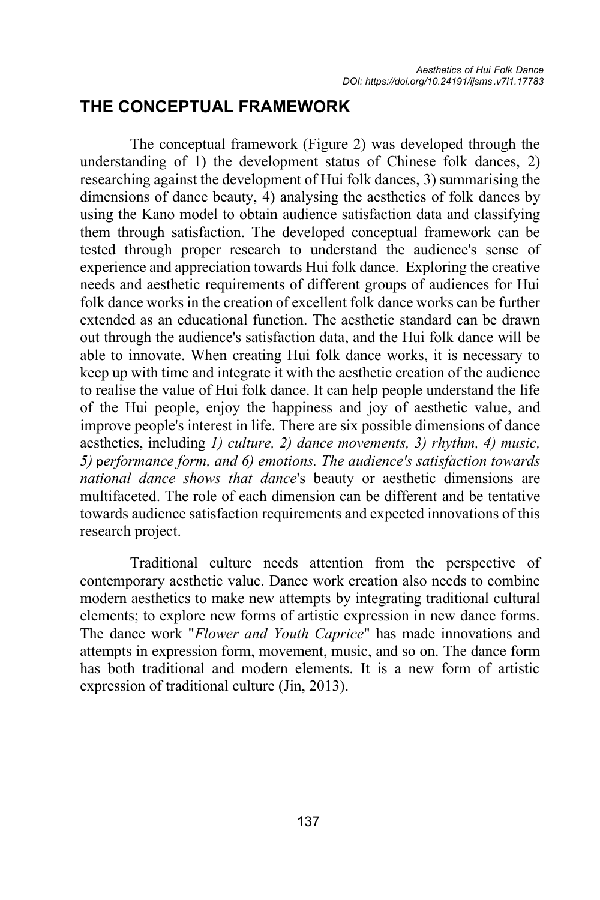## THE CONCEPTUAL FRAMEWORK

The conceptual framework (Figure 2) was developed through the understanding of 1) the development status of Chinese folk dances, 2) researching against the development of Hui folk dances, 3) summarising the dimensions of dance beauty, 4) analysing the aesthetics of folk dances by using the Kano model to obtain audience satisfaction data and classifying them through satisfaction. The developed conceptual framework can be tested through proper research to understand the audience's sense of experience and appreciation towards Hui folk dance. Exploring the creative needs and aesthetic requirements of different groups of audiences for Hui folk dance works in the creation of excellent folk dance works can be further extended as an educational function. The aesthetic standard can be drawn out through the audience's satisfaction data, and the Hui folk dance will be able to innovate. When creating Hui folk dance works, it is necessary to keep up with time and integrate it with the aesthetic creation of the audience to realise the value of Hui folk dance. It can help people understand the life of the Hui people, enjoy the happiness and joy of aesthetic value, and improve people's interest in life. There are six possible dimensions of dance aesthetics, including *1) culture, 2) dance movements, 3) rhythm, 4) music, 5)* p*erformance form, and 6) emotions. The audience's satisfaction towards national dance shows that dance*'s beauty or aesthetic dimensions are multifaceted. The role of each dimension can be different and be tentative towards audience satisfaction requirements and expected innovations of this research project.

Traditional culture needs attention from the perspective of contemporary aesthetic value. Dance work creation also needs to combine modern aesthetics to make new attempts by integrating traditional cultural elements; to explore new forms of artistic expression in new dance forms. The dance work "*Flower and Youth Caprice*" has made innovations and attempts in expression form, movement, music, and so on. The dance form has both traditional and modern elements. It is a new form of artistic expression of traditional culture (Jin, 2013).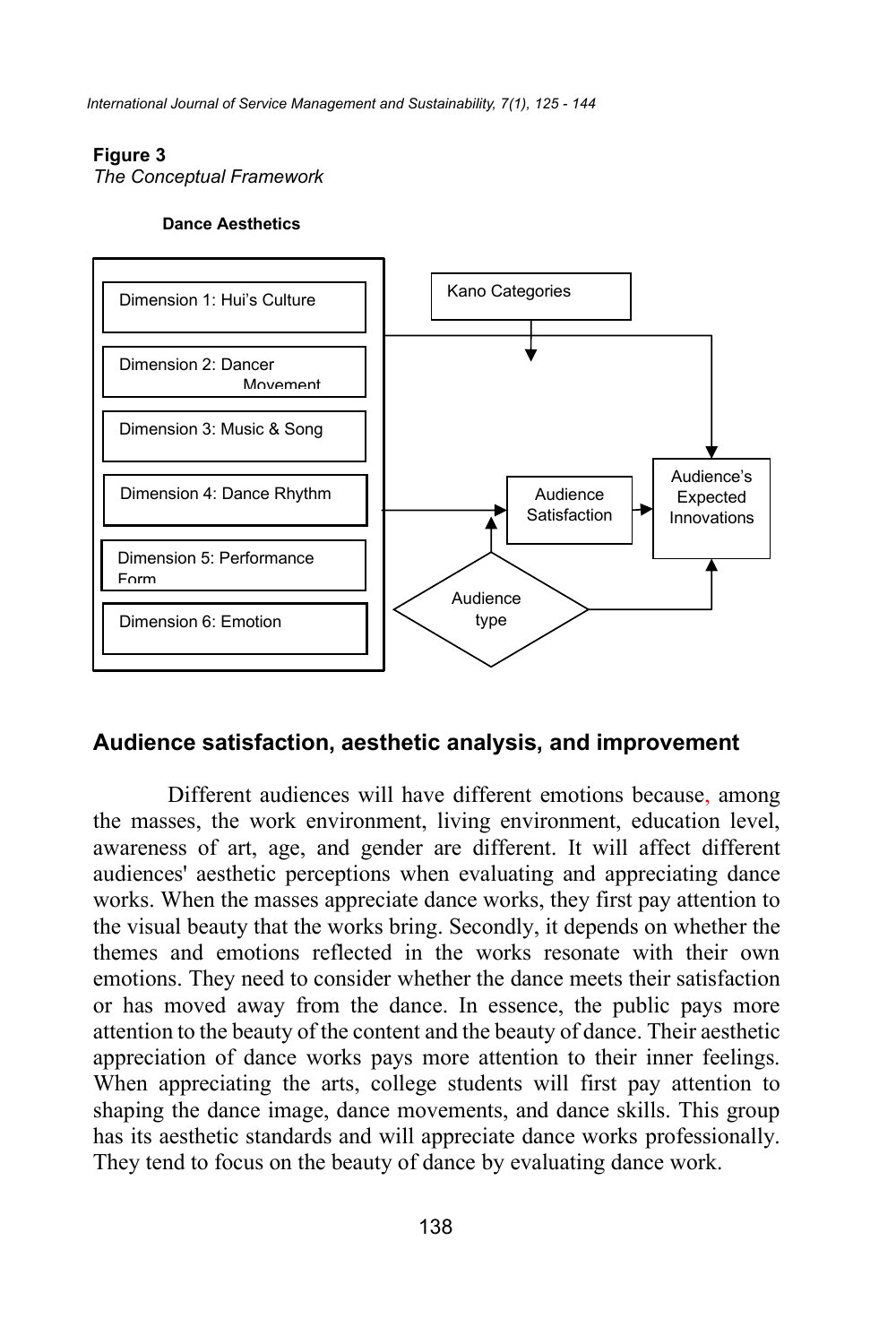**Figure 3**

*The Conceptual Framework*

**Dance Aesthetics**

Dimension 1: Hui's Culture

Dimension 2: Dancer Movement

Dimension 3: Music & Song

Dimension 4: Dance Rhythm

Dimension 5: Performance Form

Dimension 6: Emotion

Kano Categories

Audience Satisfaction

Audience's Expected Innovations

Audience type

## Audience satisfaction, aesthetic analysis, and improvement

Different audiences will have different emotions because, among the masses, the work environment, living environment, education level, awareness of art, age, and gender are different. It will affect different audiences' aesthetic perceptions when evaluating and appreciating dance works. When the masses appreciate dance works, they first pay attention to the visual beauty that the works bring. Secondly, it depends on whether the themes and emotions reflected in the works resonate with their own emotions. They need to consider whether the dance meets their satisfaction or has moved away from the dance. In essence, the public pays more attention to the beauty of the content and the beauty of dance. Their aesthetic appreciation of dance works pays more attention to their inner feelings. When appreciating the arts, college students will first pay attention to shaping the dance image, dance movements, and dance skills. This group has its aesthetic standards and will appreciate dance works professionally. They tend to focus on the beauty of dance by evaluating dance work.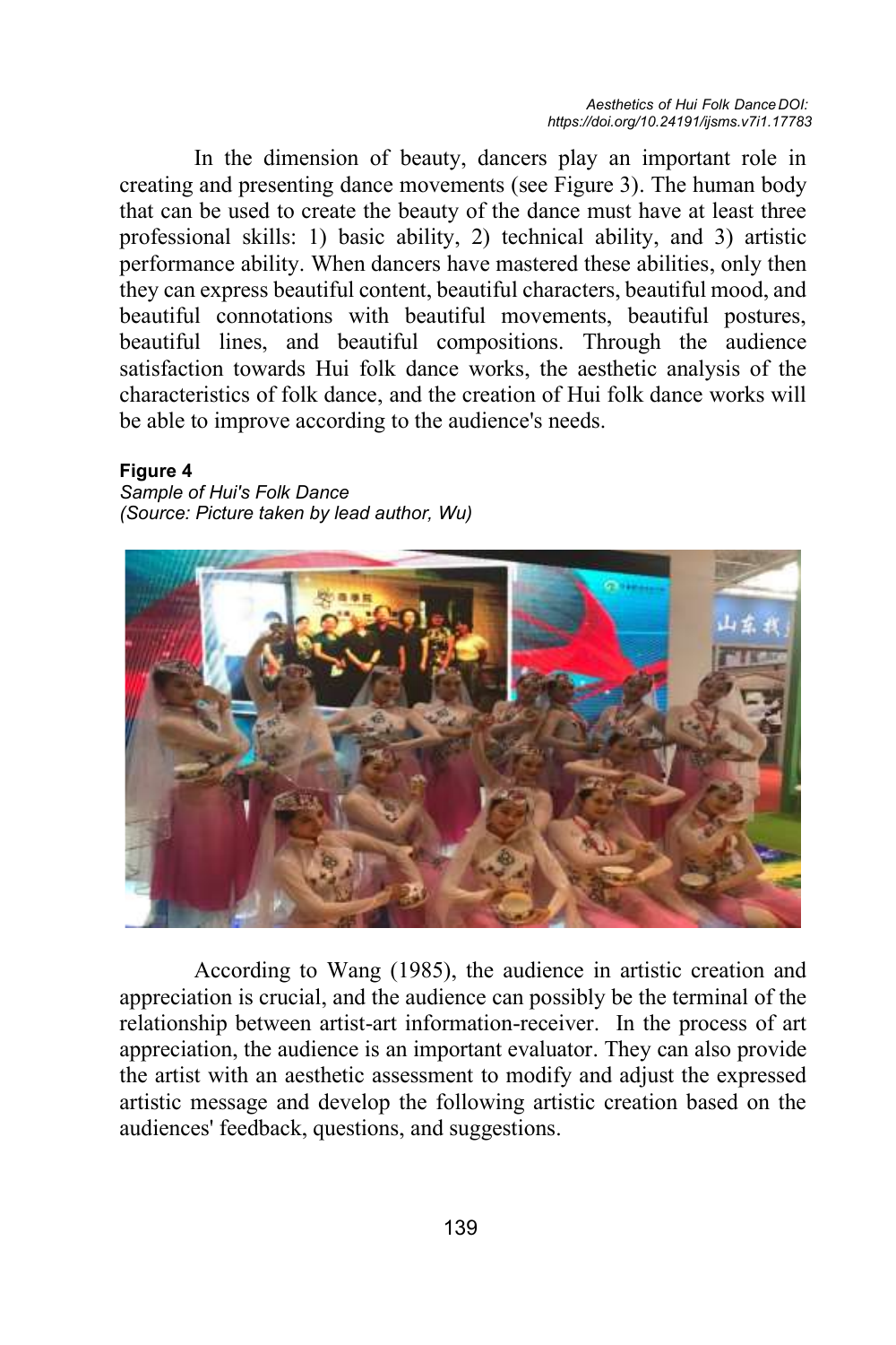In the dimension of beauty, dancers play an important role in creating and presenting dance movements (see Figure 3). The human body that can be used to create the beauty of the dance must have at least three professional skills: 1) basic ability, 2) technical ability, and 3) artistic performance ability. When dancers have mastered these abilities, only then they can express beautiful content, beautiful characters, beautiful mood, and beautiful connotations with beautiful movements, beautiful postures, beautiful lines, and beautiful compositions. Through the audience satisfaction towards Hui folk dance works, the aesthetic analysis of the characteristics of folk dance, and the creation of Hui folk dance works will be able to improve according to the audience's needs.

**Figure 4**
*Sample of Hui's Folk Dance*
*(Source: Picture taken by lead author, Wu)*

According to Wang (1985), the audience in artistic creation and appreciation is crucial, and the audience can possibly be the terminal of the relationship between artist-art information-receiver. In the process of art appreciation, the audience is an important evaluator. They can also provide the artist with an aesthetic assessment to modify and adjust the expressed artistic message and develop the following artistic creation based on the audiences' feedback, questions, and suggestions.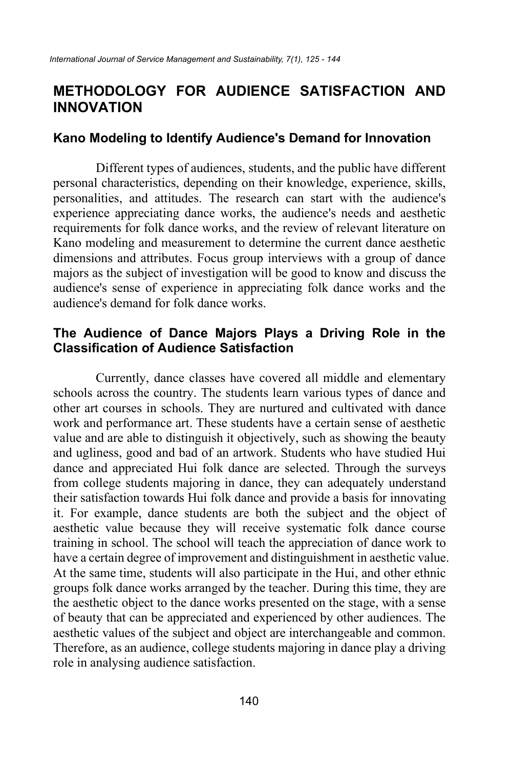## METHODOLOGY FOR AUDIENCE SATISFACTION AND INNOVATION

### Kano Modeling to Identify Audience's Demand for Innovation

Different types of audiences, students, and the public have different personal characteristics, depending on their knowledge, experience, skills, personalities, and attitudes. The research can start with the audience's experience appreciating dance works, the audience's needs and aesthetic requirements for folk dance works, and the review of relevant literature on Kano modeling and measurement to determine the current dance aesthetic dimensions and attributes. Focus group interviews with a group of dance majors as the subject of investigation will be good to know and discuss the audience's sense of experience in appreciating folk dance works and the audience's demand for folk dance works.

### The Audience of Dance Majors Plays a Driving Role in the Classification of Audience Satisfaction

Currently, dance classes have covered all middle and elementary schools across the country. The students learn various types of dance and other art courses in schools. They are nurtured and cultivated with dance work and performance art. These students have a certain sense of aesthetic value and are able to distinguish it objectively, such as showing the beauty and ugliness, good and bad of an artwork. Students who have studied Hui dance and appreciated Hui folk dance are selected. Through the surveys from college students majoring in dance, they can adequately understand their satisfaction towards Hui folk dance and provide a basis for innovating it. For example, dance students are both the subject and the object of aesthetic value because they will receive systematic folk dance course training in school. The school will teach the appreciation of dance work to have a certain degree of improvement and distinguishment in aesthetic value. At the same time, students will also participate in the Hui, and other ethnic groups folk dance works arranged by the teacher. During this time, they are the aesthetic object to the dance works presented on the stage, with a sense of beauty that can be appreciated and experienced by other audiences. The aesthetic values of the subject and object are interchangeable and common. Therefore, as an audience, college students majoring in dance play a driving role in analysing audience satisfaction.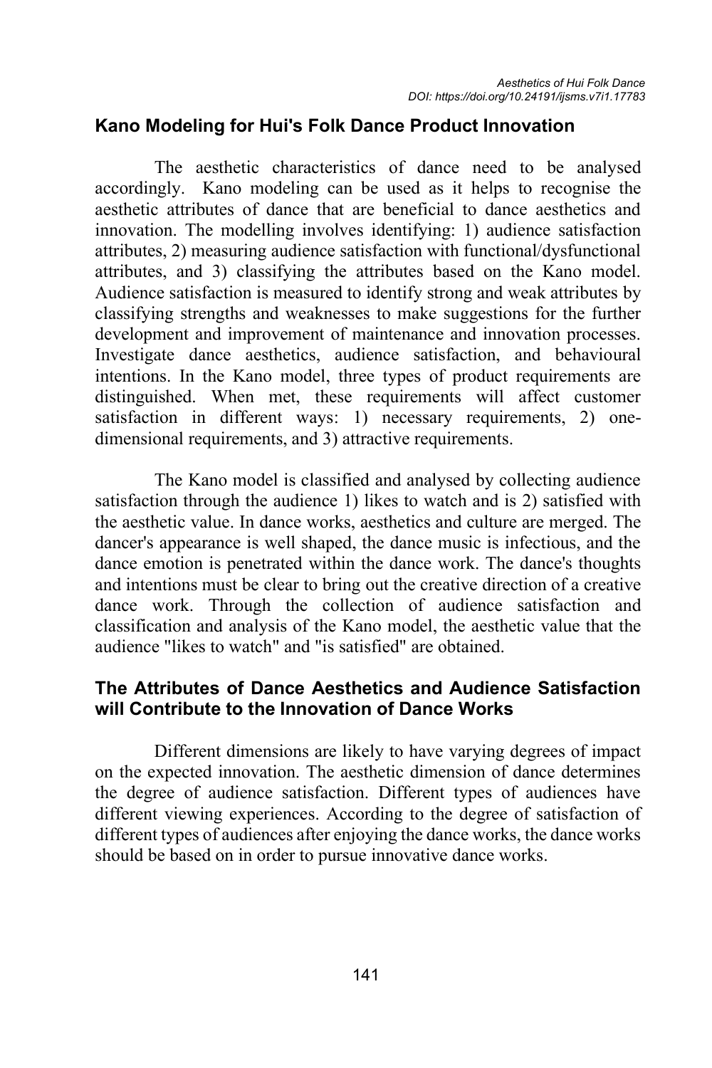### Kano Modeling for Hui's Folk Dance Product Innovation

The aesthetic characteristics of dance need to be analysed accordingly. Kano modeling can be used as it helps to recognise the aesthetic attributes of dance that are beneficial to dance aesthetics and innovation. The modelling involves identifying: 1) audience satisfaction attributes, 2) measuring audience satisfaction with functional/dysfunctional attributes, and 3) classifying the attributes based on the Kano model. Audience satisfaction is measured to identify strong and weak attributes by classifying strengths and weaknesses to make suggestions for the further development and improvement of maintenance and innovation processes. Investigate dance aesthetics, audience satisfaction, and behavioural intentions. In the Kano model, three types of product requirements are distinguished. When met, these requirements will affect customer satisfaction in different ways: 1) necessary requirements, 2) one-dimensional requirements, and 3) attractive requirements.

The Kano model is classified and analysed by collecting audience satisfaction through the audience 1) likes to watch and is 2) satisfied with the aesthetic value. In dance works, aesthetics and culture are merged. The dancer's appearance is well shaped, the dance music is infectious, and the dance emotion is penetrated within the dance work. The dance's thoughts and intentions must be clear to bring out the creative direction of a creative dance work. Through the collection of audience satisfaction and classification and analysis of the Kano model, the aesthetic value that the audience "likes to watch" and "is satisfied" are obtained.

### The Attributes of Dance Aesthetics and Audience Satisfaction will Contribute to the Innovation of Dance Works

Different dimensions are likely to have varying degrees of impact on the expected innovation. The aesthetic dimension of dance determines the degree of audience satisfaction. Different types of audiences have different viewing experiences. According to the degree of satisfaction of different types of audiences after enjoying the dance works, the dance works should be based on in order to pursue innovative dance works.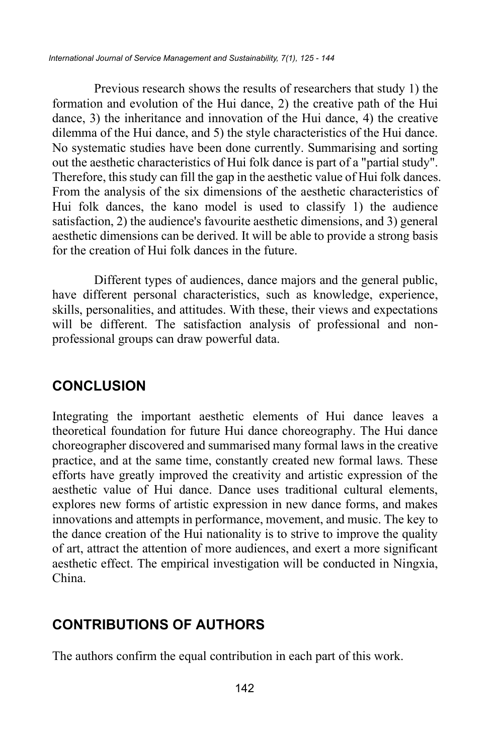Previous research shows the results of researchers that study 1) the formation and evolution of the Hui dance, 2) the creative path of the Hui dance, 3) the inheritance and innovation of the Hui dance, 4) the creative dilemma of the Hui dance, and 5) the style characteristics of the Hui dance. No systematic studies have been done currently. Summarising and sorting out the aesthetic characteristics of Hui folk dance is part of a "partial study". Therefore, this study can fill the gap in the aesthetic value of Hui folk dances. From the analysis of the six dimensions of the aesthetic characteristics of Hui folk dances, the kano model is used to classify 1) the audience satisfaction, 2) the audience's favourite aesthetic dimensions, and 3) general aesthetic dimensions can be derived. It will be able to provide a strong basis for the creation of Hui folk dances in the future.

Different types of audiences, dance majors and the general public, have different personal characteristics, such as knowledge, experience, skills, personalities, and attitudes. With these, their views and expectations will be different. The satisfaction analysis of professional and non-professional groups can draw powerful data.

## CONCLUSION

Integrating the important aesthetic elements of Hui dance leaves a theoretical foundation for future Hui dance choreography. The Hui dance choreographer discovered and summarised many formal laws in the creative practice, and at the same time, constantly created new formal laws. These efforts have greatly improved the creativity and artistic expression of the aesthetic value of Hui dance. Dance uses traditional cultural elements, explores new forms of artistic expression in new dance forms, and makes innovations and attempts in performance, movement, and music. The key to the dance creation of the Hui nationality is to strive to improve the quality of art, attract the attention of more audiences, and exert a more significant aesthetic effect. The empirical investigation will be conducted in Ningxia, China.

## CONTRIBUTIONS OF AUTHORS

The authors confirm the equal contribution in each part of this work.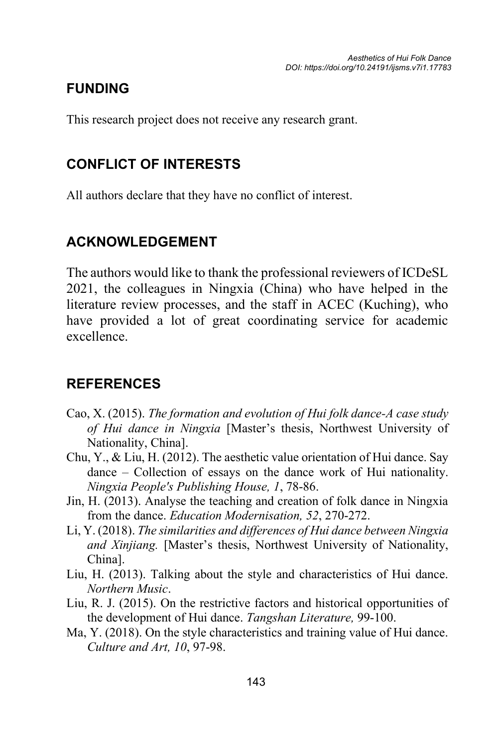## FUNDING

This research project does not receive any research grant.

## CONFLICT OF INTERESTS

All authors declare that they have no conflict of interest.

## ACKNOWLEDGEMENT

The authors would like to thank the professional reviewers of ICDeSL 2021, the colleagues in Ningxia (China) who have helped in the literature review processes, and the staff in ACEC (Kuching), who have provided a lot of great coordinating service for academic excellence.

## REFERENCES

Cao, X. (2015). *The formation and evolution of Hui folk dance-A case study of Hui dance in Ningxia* [Master's thesis, Northwest University of Nationality, China].

Chu, Y., & Liu, H. (2012). The aesthetic value orientation of Hui dance. Say dance – Collection of essays on the dance work of Hui nationality. *Ningxia People's Publishing House, 1*, 78-86.

Jin, H. (2013). Analyse the teaching and creation of folk dance in Ningxia from the dance. *Education Modernisation, 52*, 270-272.

Li, Y. (2018). *The similarities and differences of Hui dance between Ningxia and Xinjiang.* [Master's thesis, Northwest University of Nationality, China].

Liu, H. (2013). Talking about the style and characteristics of Hui dance. *Northern Music*.

Liu, R. J. (2015). On the restrictive factors and historical opportunities of the development of Hui dance. *Tangshan Literature,* 99-100.

Ma, Y. (2018). On the style characteristics and training value of Hui dance. *Culture and Art, 10*, 97-98.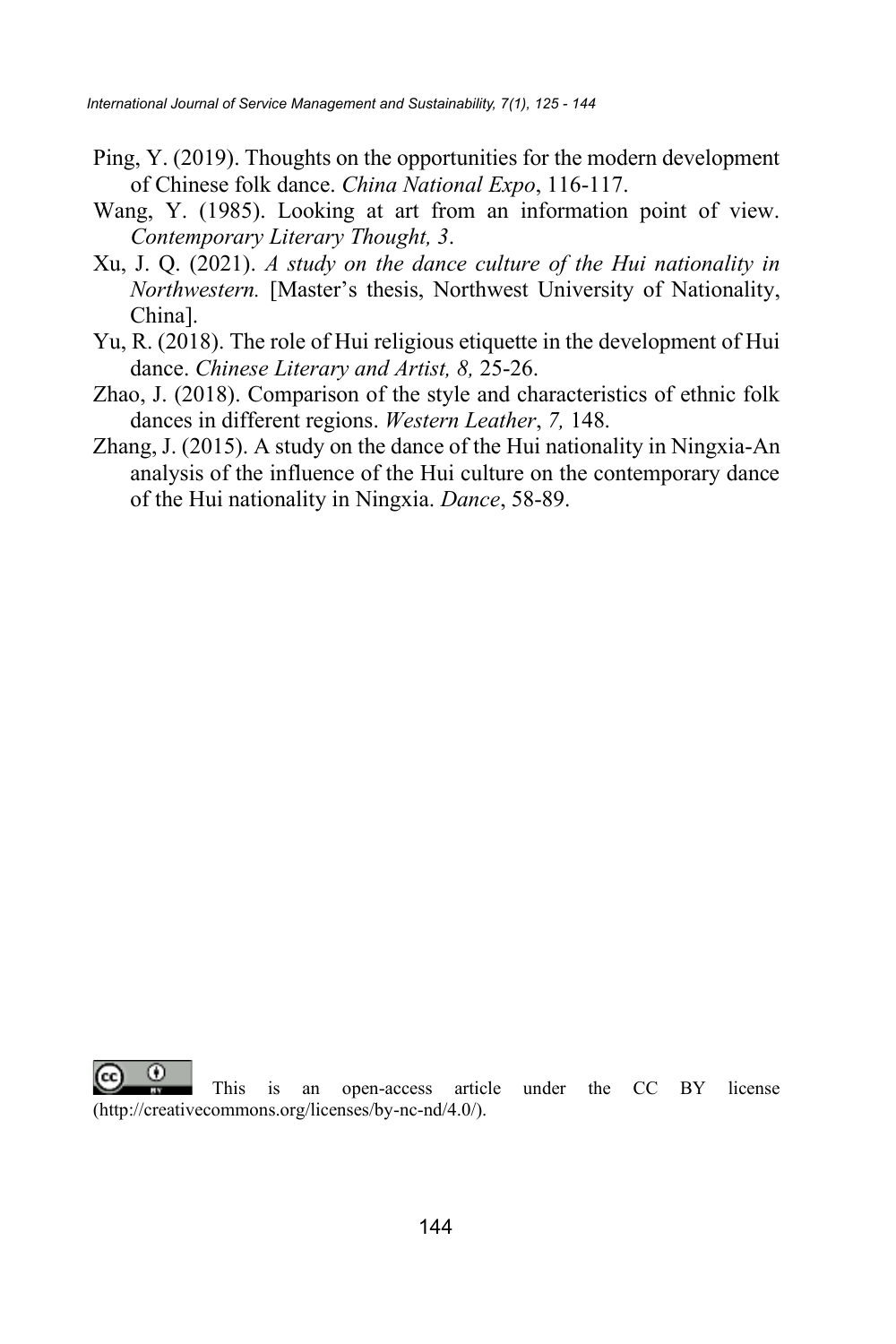Ping, Y. (2019). Thoughts on the opportunities for the modern development of Chinese folk dance. *China National Expo*, 116-117.

Wang, Y. (1985). Looking at art from an information point of view. *Contemporary Literary Thought, 3*.

Xu, J. Q. (2021). *A study on the dance culture of the Hui nationality in Northwestern.* [Master's thesis, Northwest University of Nationality, China].

Yu, R. (2018). The role of Hui religious etiquette in the development of Hui dance. *Chinese Literary and Artist, 8,* 25-26.

Zhao, J. (2018). Comparison of the style and characteristics of ethnic folk dances in different regions. *Western Leather*, *7,* 148.

Zhang, J. (2015). A study on the dance of the Hui nationality in Ningxia-An analysis of the influence of the Hui culture on the contemporary dance of the Hui nationality in Ningxia. *Dance*, 58-89.

This is an open-access article under the CC BY license (http://creativecommons.org/licenses/by-nc-nd/4.0/).